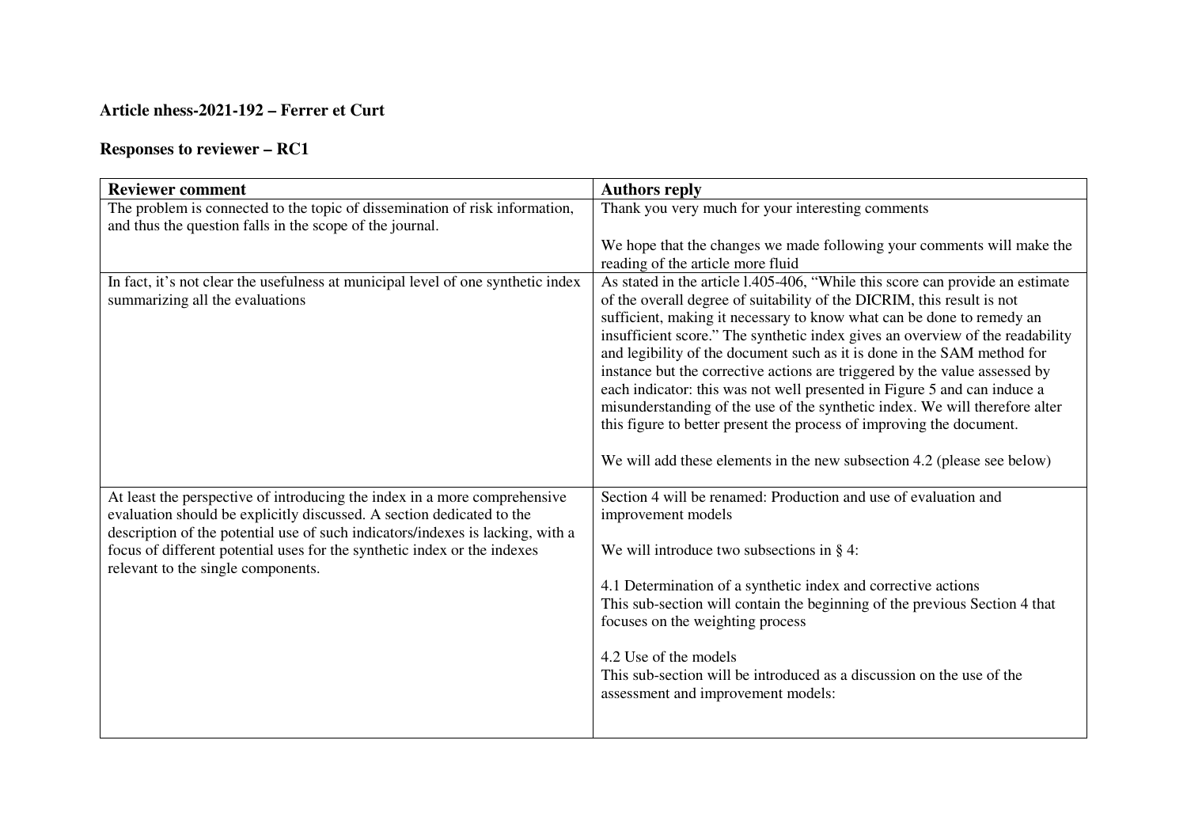**Article nhess-2021-192 – Ferrer et Curt**

**Responses to reviewer – RC1**

| **Reviewer comment** | **Authors reply** |
|---|---|
| The problem is connected to the topic of dissemination of risk information, and thus the question falls in the scope of the journal. | Thank you very much for your interesting comments<br><br>We hope that the changes we made following your comments will make the reading of the article more fluid |
| In fact, it's not clear the usefulness at municipal level of one synthetic index summarizing all the evaluations | As stated in the article l.405-406, "While this score can provide an estimate of the overall degree of suitability of the DICRIM, this result is not sufficient, making it necessary to know what can be done to remedy an insufficient score." The synthetic index gives an overview of the readability and legibility of the document such as it is done in the SAM method for instance but the corrective actions are triggered by the value assessed by each indicator: this was not well presented in Figure 5 and can induce a misunderstanding of the use of the synthetic index. We will therefore alter this figure to better present the process of improving the document.<br><br>We will add these elements in the new subsection 4.2 (please see below) |
| At least the perspective of introducing the index in a more comprehensive evaluation should be explicitly discussed. A section dedicated to the description of the potential use of such indicators/indexes is lacking, with a focus of different potential uses for the synthetic index or the indexes relevant to the single components. | Section 4 will be renamed: Production and use of evaluation and improvement models<br><br>We will introduce two subsections in § 4:<br><br>4.1 Determination of a synthetic index and corrective actions<br>This sub-section will contain the beginning of the previous Section 4 that focuses on the weighting process<br><br>4.2 Use of the models<br>This sub-section will be introduced as a discussion on the use of the assessment and improvement models: |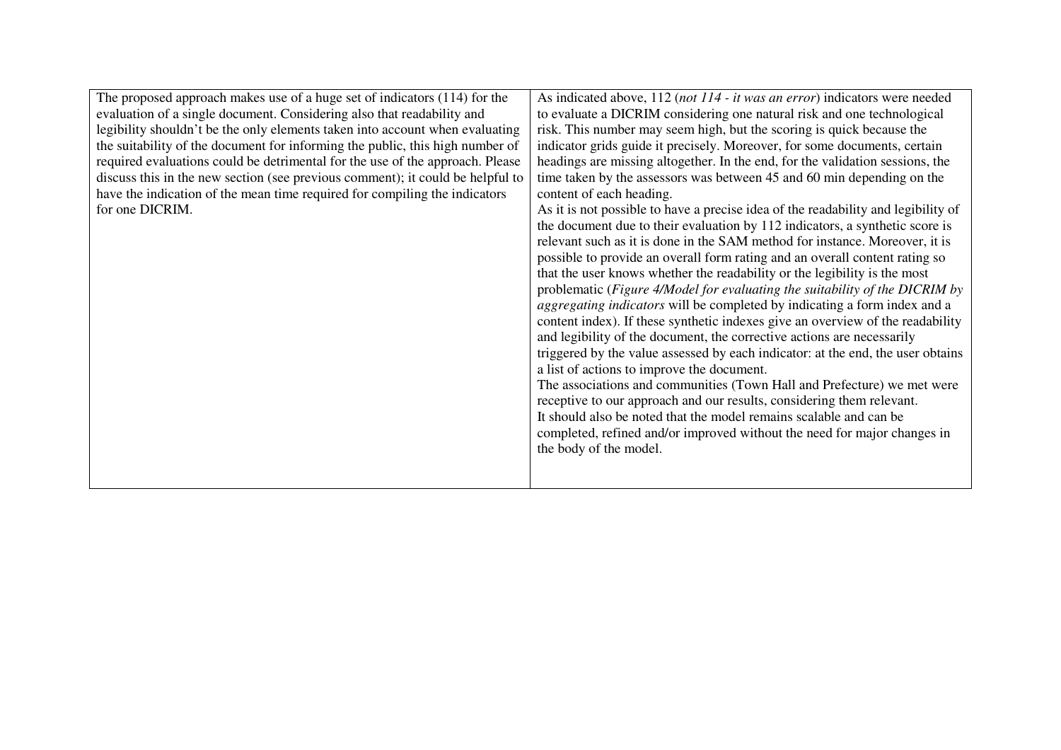| | |
|---|---|
| The proposed approach makes use of a huge set of indicators (114) for the evaluation of a single document. Considering also that readability and legibility shouldn't be the only elements taken into account when evaluating the suitability of the document for informing the public, this high number of required evaluations could be detrimental for the use of the approach. Please discuss this in the new section (see previous comment); it could be helpful to have the indication of the mean time required for compiling the indicators for one DICRIM. | As indicated above, 112 (*not 114 - it was an error*) indicators were needed to evaluate a DICRIM considering one natural risk and one technological risk. This number may seem high, but the scoring is quick because the indicator grids guide it precisely. Moreover, for some documents, certain headings are missing altogether. In the end, for the validation sessions, the time taken by the assessors was between 45 and 60 min depending on the content of each heading.<br>As it is not possible to have a precise idea of the readability and legibility of the document due to their evaluation by 112 indicators, a synthetic score is relevant such as it is done in the SAM method for instance. Moreover, it is possible to provide an overall form rating and an overall content rating so that the user knows whether the readability or the legibility is the most problematic (*Figure 4/Model for evaluating the suitability of the DICRIM by aggregating indicators* will be completed by indicating a form index and a content index). If these synthetic indexes give an overview of the readability and legibility of the document, the corrective actions are necessarily triggered by the value assessed by each indicator: at the end, the user obtains a list of actions to improve the document.<br>The associations and communities (Town Hall and Prefecture) we met were receptive to our approach and our results, considering them relevant.<br>It should also be noted that the model remains scalable and can be completed, refined and/or improved without the need for major changes in the body of the model. |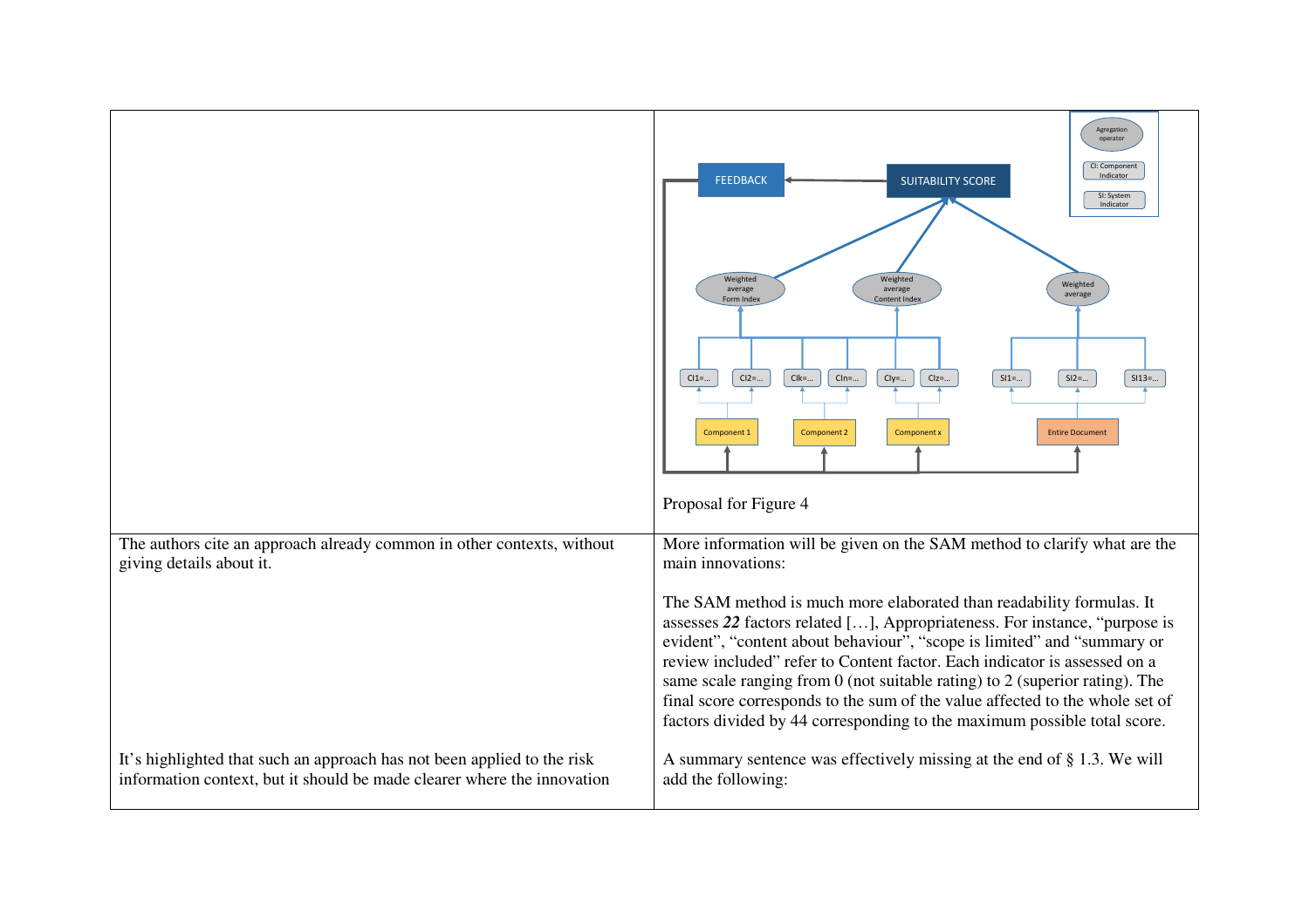| | |
|---|---|
| | Proposal for Figure 4 |
| The authors cite an approach already common in other contexts, without giving details about it. | More information will be given on the SAM method to clarify what are the main innovations: The SAM method is much more elaborated than readability formulas. It assesses ***22*** factors related […], Appropriateness. For instance, "purpose is evident", "content about behaviour", "scope is limited" and "summary or review included" refer to Content factor. Each indicator is assessed on a same scale ranging from 0 (not suitable rating) to 2 (superior rating). The final score corresponds to the sum of the value affected to the whole set of factors divided by 44 corresponding to the maximum possible total score. |
| It's highlighted that such an approach has not been applied to the risk information context, but it should be made clearer where the innovation | A summary sentence was effectively missing at the end of § 1.3. We will add the following: |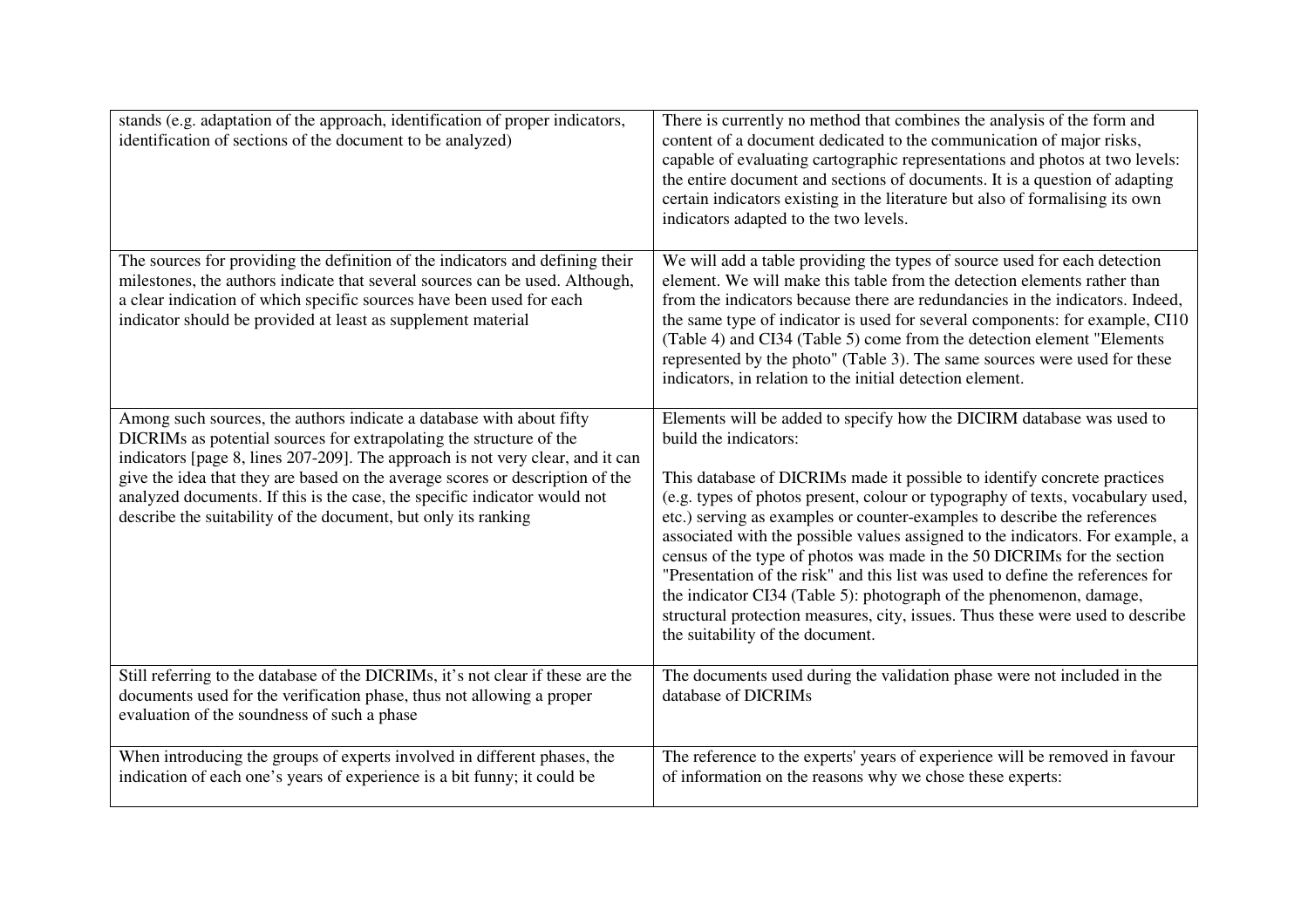| | |
|---|---|
| stands (e.g. adaptation of the approach, identification of proper indicators, identification of sections of the document to be analyzed) | There is currently no method that combines the analysis of the form and content of a document dedicated to the communication of major risks, capable of evaluating cartographic representations and photos at two levels: the entire document and sections of documents. It is a question of adapting certain indicators existing in the literature but also of formalising its own indicators adapted to the two levels. |
| The sources for providing the definition of the indicators and defining their milestones, the authors indicate that several sources can be used. Although, a clear indication of which specific sources have been used for each indicator should be provided at least as supplement material | We will add a table providing the types of source used for each detection element. We will make this table from the detection elements rather than from the indicators because there are redundancies in the indicators. Indeed, the same type of indicator is used for several components: for example, CI10 (Table 4) and CI34 (Table 5) come from the detection element "Elements represented by the photo" (Table 3). The same sources were used for these indicators, in relation to the initial detection element. |
| Among such sources, the authors indicate a database with about fifty DICRIMs as potential sources for extrapolating the structure of the indicators [page 8, lines 207-209]. The approach is not very clear, and it can give the idea that they are based on the average scores or description of the analyzed documents. If this is the case, the specific indicator would not describe the suitability of the document, but only its ranking | Elements will be added to specify how the DICIRM database was used to build the indicators:<br><br>This database of DICRIMs made it possible to identify concrete practices (e.g. types of photos present, colour or typography of texts, vocabulary used, etc.) serving as examples or counter-examples to describe the references associated with the possible values assigned to the indicators. For example, a census of the type of photos was made in the 50 DICRIMs for the section "Presentation of the risk" and this list was used to define the references for the indicator CI34 (Table 5): photograph of the phenomenon, damage, structural protection measures, city, issues. Thus these were used to describe the suitability of the document. |
| Still referring to the database of the DICRIMs, it's not clear if these are the documents used for the verification phase, thus not allowing a proper evaluation of the soundness of such a phase | The documents used during the validation phase were not included in the database of DICRIMs |
| When introducing the groups of experts involved in different phases, the indication of each one's years of experience is a bit funny; it could be | The reference to the experts' years of experience will be removed in favour of information on the reasons why we chose these experts: |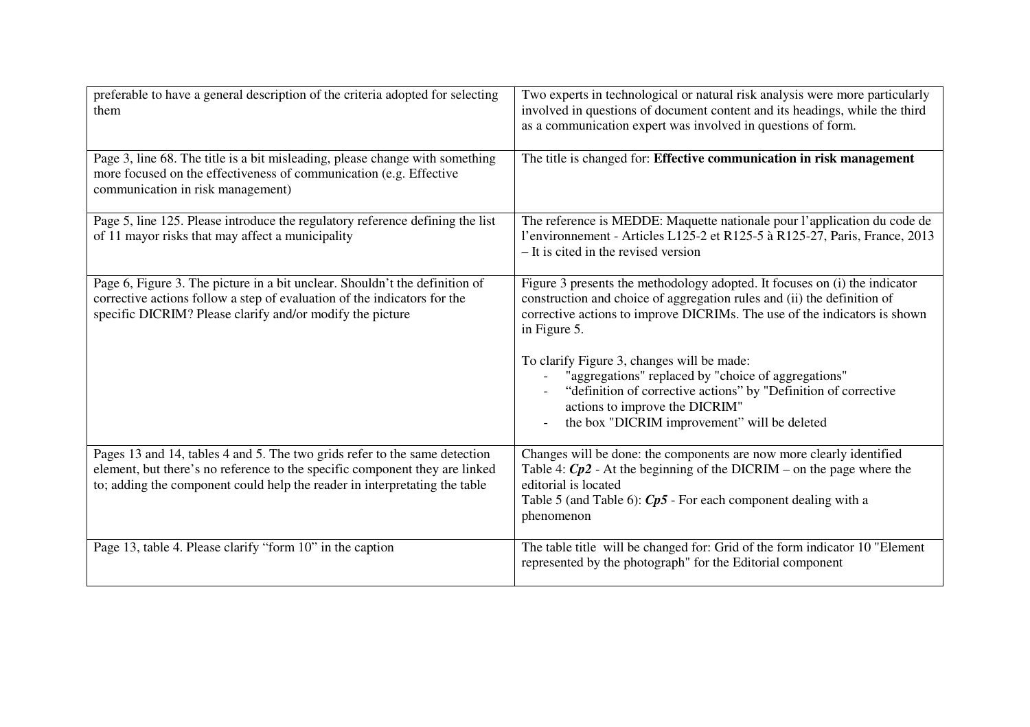| | |
|---|---|
| preferable to have a general description of the criteria adopted for selecting them | Two experts in technological or natural risk analysis were more particularly involved in questions of document content and its headings, while the third as a communication expert was involved in questions of form. |
| Page 3, line 68. The title is a bit misleading, please change with something more focused on the effectiveness of communication (e.g. Effective communication in risk management) | The title is changed for: **Effective communication in risk management** |
| Page 5, line 125. Please introduce the regulatory reference defining the list of 11 mayor risks that may affect a municipality | The reference is MEDDE: Maquette nationale pour l'application du code de l'environnement - Articles L125-2 et R125-5 à R125-27, Paris, France, 2013 – It is cited in the revised version |
| Page 6, Figure 3. The picture in a bit unclear. Shouldn't the definition of corrective actions follow a step of evaluation of the indicators for the specific DICRIM? Please clarify and/or modify the picture | Figure 3 presents the methodology adopted. It focuses on (i) the indicator construction and choice of aggregation rules and (ii) the definition of corrective actions to improve DICRIMs. The use of the indicators is shown in Figure 5.<br><br>To clarify Figure 3, changes will be made:<br>- "aggregations" replaced by "choice of aggregations"<br>- "definition of corrective actions" by "Definition of corrective actions to improve the DICRIM"<br>- the box "DICRIM improvement" will be deleted |
| Pages 13 and 14, tables 4 and 5. The two grids refer to the same detection element, but there's no reference to the specific component they are linked to; adding the component could help the reader in interpretating the table | Changes will be done: the components are now more clearly identified<br>Table 4: ***Cp2*** - At the beginning of the DICRIM – on the page where the editorial is located<br>Table 5 (and Table 6): ***Cp5*** - For each component dealing with a phenomenon |
| Page 13, table 4. Please clarify "form 10" in the caption | The table title will be changed for: Grid of the form indicator 10 "Element represented by the photograph" for the Editorial component |